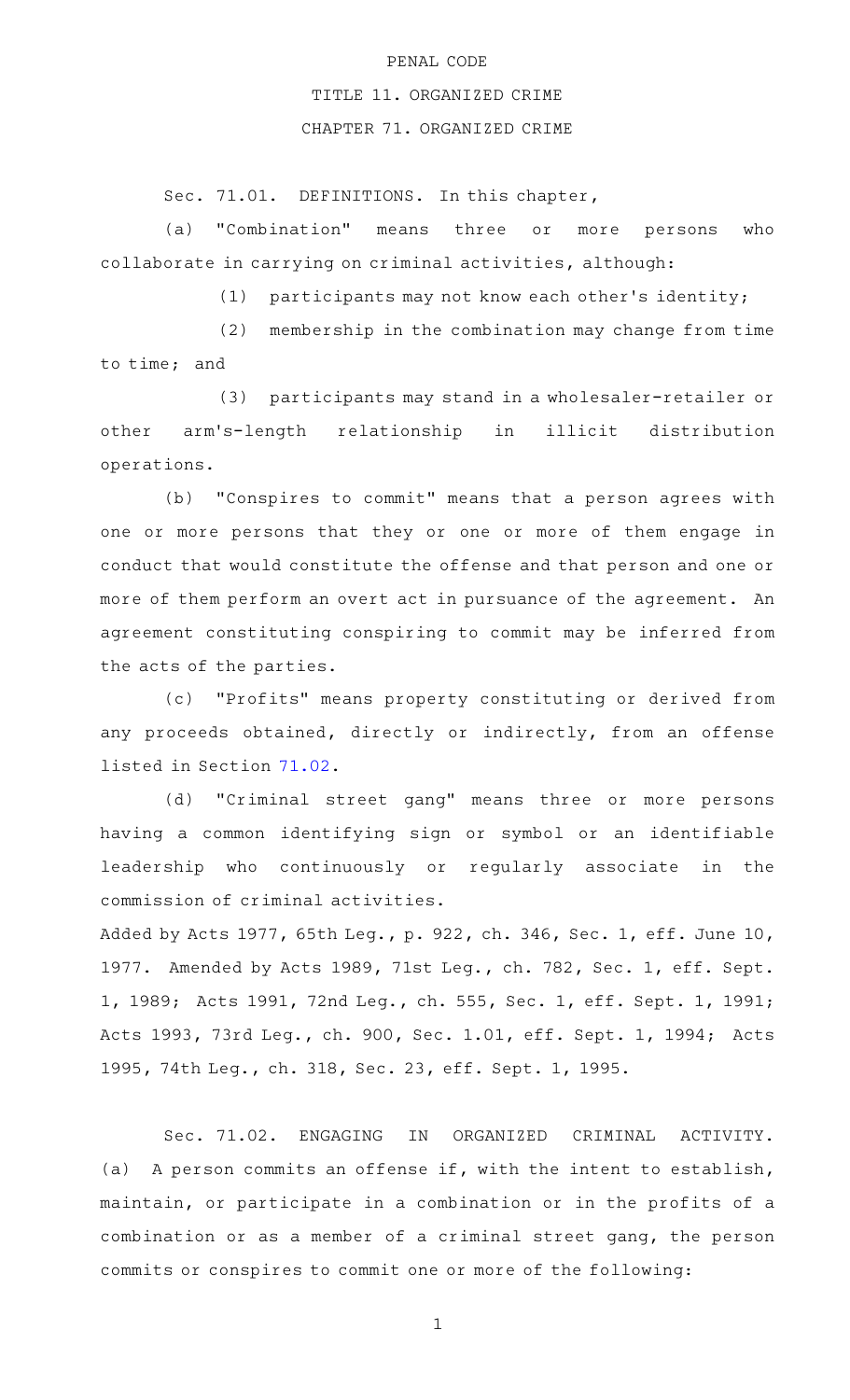# PENAL CODE

## TITLE 11. ORGANIZED CRIME

### CHAPTER 71. ORGANIZED CRIME

Sec. 71.01. DEFINITIONS. In this chapter,

(a) "Combination" means three or more persons who collaborate in carrying on criminal activities, although:

(1) participants may not know each other's identity;

(2) membership in the combination may change from time to time; and

(3) participants may stand in a wholesaler-retailer or other arm's-length relationship in illicit distribution operations.

(b) "Conspires to commit" means that a person agrees with one or more persons that they or one or more of them engage in conduct that would constitute the offense and that person and one or more of them perform an overt act in pursuance of the agreement. An agreement constituting conspiring to commit may be inferred from the acts of the parties.

(c) "Profits" means property constituting or derived from any proceeds obtained, directly or indirectly, from an offense listed in Section 71.02.

(d) "Criminal street gang" means three or more persons having a common identifying sign or symbol or an identifiable leadership who continuously or regularly associate in the commission of criminal activities.

Added by Acts 1977, 65th Leg., p. 922, ch. 346, Sec. 1, eff. June 10, 1977. Amended by Acts 1989, 71st Leg., ch. 782, Sec. 1, eff. Sept. 1, 1989; Acts 1991, 72nd Leg., ch. 555, Sec. 1, eff. Sept. 1, 1991; Acts 1993, 73rd Leg., ch. 900, Sec. 1.01, eff. Sept. 1, 1994; Acts 1995, 74th Leg., ch. 318, Sec. 23, eff. Sept. 1, 1995.

Sec. 71.02. ENGAGING IN ORGANIZED CRIMINAL ACTIVITY. (a) A person commits an offense if, with the intent to establish, maintain, or participate in a combination or in the profits of a combination or as a member of a criminal street gang, the person commits or conspires to commit one or more of the following: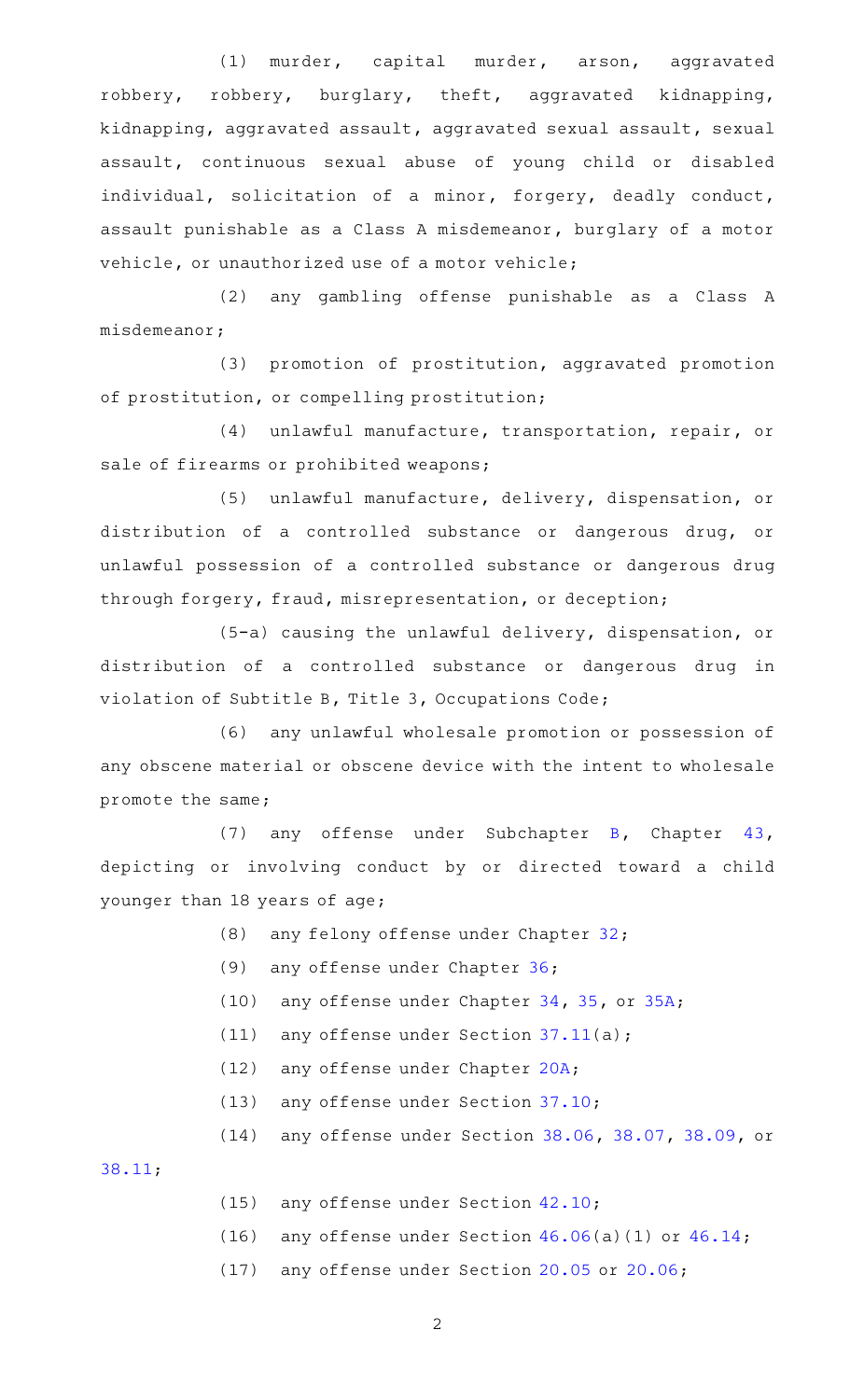(1) murder, capital murder, arson, aggravated robbery, robbery, burglary, theft, aggravated kidnapping, kidnapping, aggravated assault, aggravated sexual assault, sexual assault, continuous sexual abuse of young child or disabled individual, solicitation of a minor, forgery, deadly conduct, assault punishable as a Class A misdemeanor, burglary of a motor vehicle, or unauthorized use of a motor vehicle;

(2) any gambling offense punishable as a Class A misdemeanor;

(3) promotion of prostitution, aggravated promotion of prostitution, or compelling prostitution;

(4) unlawful manufacture, transportation, repair, or sale of firearms or prohibited weapons;

(5) unlawful manufacture, delivery, dispensation, or distribution of a controlled substance or dangerous drug, or unlawful possession of a controlled substance or dangerous drug through forgery, fraud, misrepresentation, or deception;

(5-a) causing the unlawful delivery, dispensation, or distribution of a controlled substance or dangerous drug in violation of Subtitle B, Title 3, Occupations Code;

(6) any unlawful wholesale promotion or possession of any obscene material or obscene device with the intent to wholesale promote the same;

(7) any offense under Subchapter B, Chapter 43, depicting or involving conduct by or directed toward a child younger than 18 years of age;

(8) any felony offense under Chapter 32;

(9) any offense under Chapter 36;

(10) any offense under Chapter 34, 35, or 35A;

(11) any offense under Section 37.11(a);

(12) any offense under Chapter 20A;

(13) any offense under Section 37.10;

(14) any offense under Section 38.06, 38.07, 38.09, or 38.11;

(15) any offense under Section 42.10;

(16) any offense under Section 46.06(a)(1) or 46.14;

(17) any offense under Section 20.05 or 20.06;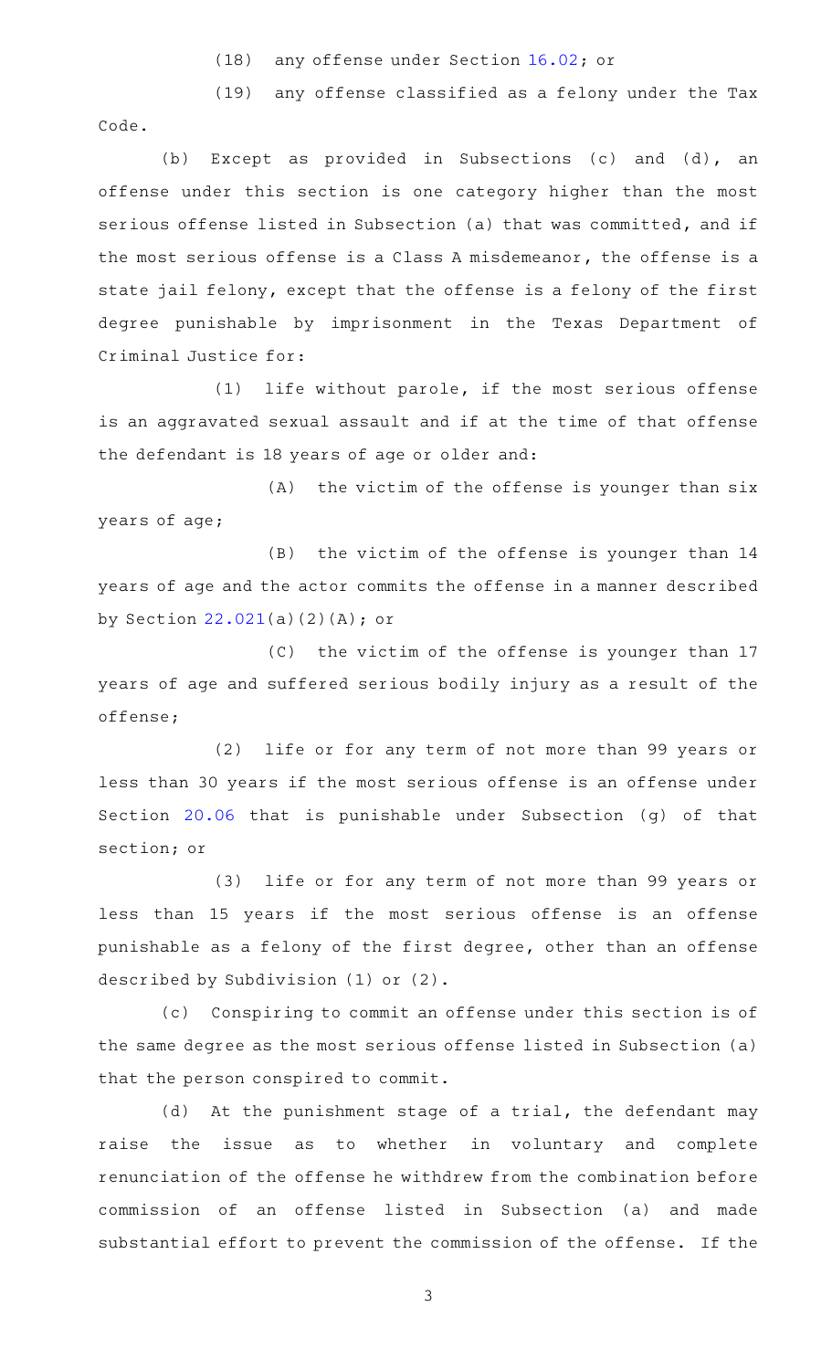(18) any offense under Section 16.02; or

(19) any offense classified as a felony under the Tax Code.

(b) Except as provided in Subsections (c) and (d), an offense under this section is one category higher than the most serious offense listed in Subsection (a) that was committed, and if the most serious offense is a Class A misdemeanor, the offense is a state jail felony, except that the offense is a felony of the first degree punishable by imprisonment in the Texas Department of Criminal Justice for:

(1) life without parole, if the most serious offense is an aggravated sexual assault and if at the time of that offense the defendant is 18 years of age or older and:

(A) the victim of the offense is younger than six years of age;

(B) the victim of the offense is younger than 14 years of age and the actor commits the offense in a manner described by Section 22.021(a)(2)(A); or

(C) the victim of the offense is younger than 17 years of age and suffered serious bodily injury as a result of the offense;

(2) life or for any term of not more than 99 years or less than 30 years if the most serious offense is an offense under Section 20.06 that is punishable under Subsection (g) of that section; or

(3) life or for any term of not more than 99 years or less than 15 years if the most serious offense is an offense punishable as a felony of the first degree, other than an offense described by Subdivision (1) or (2).

(c) Conspiring to commit an offense under this section is of the same degree as the most serious offense listed in Subsection (a) that the person conspired to commit.

(d) At the punishment stage of a trial, the defendant may raise the issue as to whether in voluntary and complete renunciation of the offense he withdrew from the combination before commission of an offense listed in Subsection (a) and made substantial effort to prevent the commission of the offense. If the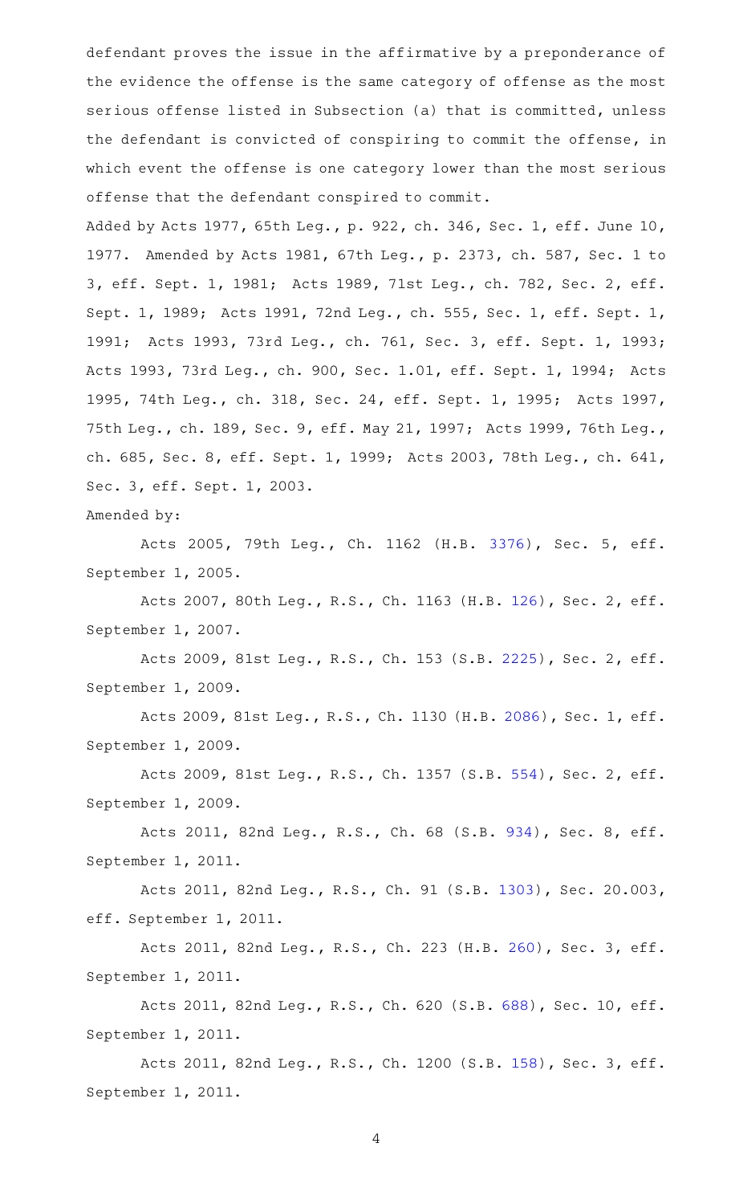defendant proves the issue in the affirmative by a preponderance of the evidence the offense is the same category of offense as the most serious offense listed in Subsection (a) that is committed, unless the defendant is convicted of conspiring to commit the offense, in which event the offense is one category lower than the most serious offense that the defendant conspired to commit.

Added by Acts 1977, 65th Leg., p. 922, ch. 346, Sec. 1, eff. June 10, 1977. Amended by Acts 1981, 67th Leg., p. 2373, ch. 587, Sec. 1 to 3, eff. Sept. 1, 1981; Acts 1989, 71st Leg., ch. 782, Sec. 2, eff. Sept. 1, 1989; Acts 1991, 72nd Leg., ch. 555, Sec. 1, eff. Sept. 1, 1991; Acts 1993, 73rd Leg., ch. 761, Sec. 3, eff. Sept. 1, 1993; Acts 1993, 73rd Leg., ch. 900, Sec. 1.01, eff. Sept. 1, 1994; Acts 1995, 74th Leg., ch. 318, Sec. 24, eff. Sept. 1, 1995; Acts 1997, 75th Leg., ch. 189, Sec. 9, eff. May 21, 1997; Acts 1999, 76th Leg., ch. 685, Sec. 8, eff. Sept. 1, 1999; Acts 2003, 78th Leg., ch. 641, Sec. 3, eff. Sept. 1, 2003.

Amended by:

Acts 2005, 79th Leg., Ch. 1162 (H.B. 3376), Sec. 5, eff. September 1, 2005.

Acts 2007, 80th Leg., R.S., Ch. 1163 (H.B. 126), Sec. 2, eff. September 1, 2007.

Acts 2009, 81st Leg., R.S., Ch. 153 (S.B. 2225), Sec. 2, eff. September 1, 2009.

Acts 2009, 81st Leg., R.S., Ch. 1130 (H.B. 2086), Sec. 1, eff. September 1, 2009.

Acts 2009, 81st Leg., R.S., Ch. 1357 (S.B. 554), Sec. 2, eff. September 1, 2009.

Acts 2011, 82nd Leg., R.S., Ch. 68 (S.B. 934), Sec. 8, eff. September 1, 2011.

Acts 2011, 82nd Leg., R.S., Ch. 91 (S.B. 1303), Sec. 20.003, eff. September 1, 2011.

Acts 2011, 82nd Leg., R.S., Ch. 223 (H.B. 260), Sec. 3, eff. September 1, 2011.

Acts 2011, 82nd Leg., R.S., Ch. 620 (S.B. 688), Sec. 10, eff. September 1, 2011.

Acts 2011, 82nd Leg., R.S., Ch. 1200 (S.B. 158), Sec. 3, eff. September 1, 2011.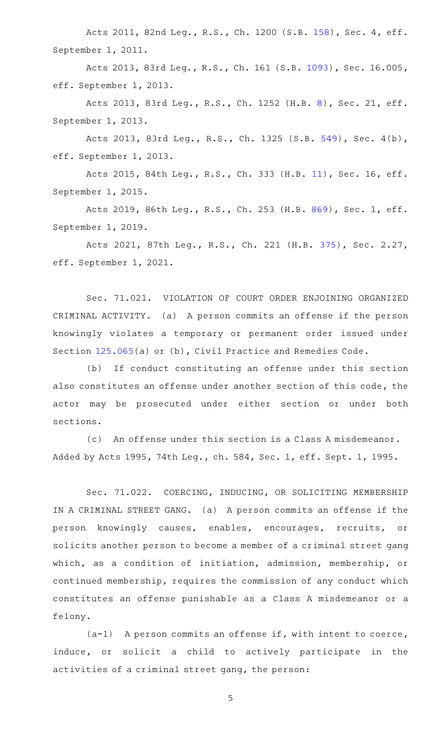Acts 2011, 82nd Leg., R.S., Ch. 1200 (S.B. 158), Sec. 4, eff. September 1, 2011.

Acts 2013, 83rd Leg., R.S., Ch. 161 (S.B. 1093), Sec. 16.005, eff. September 1, 2013.

Acts 2013, 83rd Leg., R.S., Ch. 1252 (H.B. 8), Sec. 21, eff. September 1, 2013.

Acts 2013, 83rd Leg., R.S., Ch. 1325 (S.B. 549), Sec. 4(b), eff. September 1, 2013.

Acts 2015, 84th Leg., R.S., Ch. 333 (H.B. 11), Sec. 16, eff. September 1, 2015.

Acts 2019, 86th Leg., R.S., Ch. 253 (H.B. 869), Sec. 1, eff. September 1, 2019.

Acts 2021, 87th Leg., R.S., Ch. 221 (H.B. 375), Sec. 2.27, eff. September 1, 2021.

Sec. 71.021. VIOLATION OF COURT ORDER ENJOINING ORGANIZED CRIMINAL ACTIVITY. (a) A person commits an offense if the person knowingly violates a temporary or permanent order issued under Section 125.065(a) or (b), Civil Practice and Remedies Code.

(b) If conduct constituting an offense under this section also constitutes an offense under another section of this code, the actor may be prosecuted under either section or under both sections.

(c) An offense under this section is a Class A misdemeanor.
Added by Acts 1995, 74th Leg., ch. 584, Sec. 1, eff. Sept. 1, 1995.

Sec. 71.022. COERCING, INDUCING, OR SOLICITING MEMBERSHIP IN A CRIMINAL STREET GANG. (a) A person commits an offense if the person knowingly causes, enables, encourages, recruits, or solicits another person to become a member of a criminal street gang which, as a condition of initiation, admission, membership, or continued membership, requires the commission of any conduct which constitutes an offense punishable as a Class A misdemeanor or a felony.

(a-1) A person commits an offense if, with intent to coerce, induce, or solicit a child to actively participate in the activities of a criminal street gang, the person: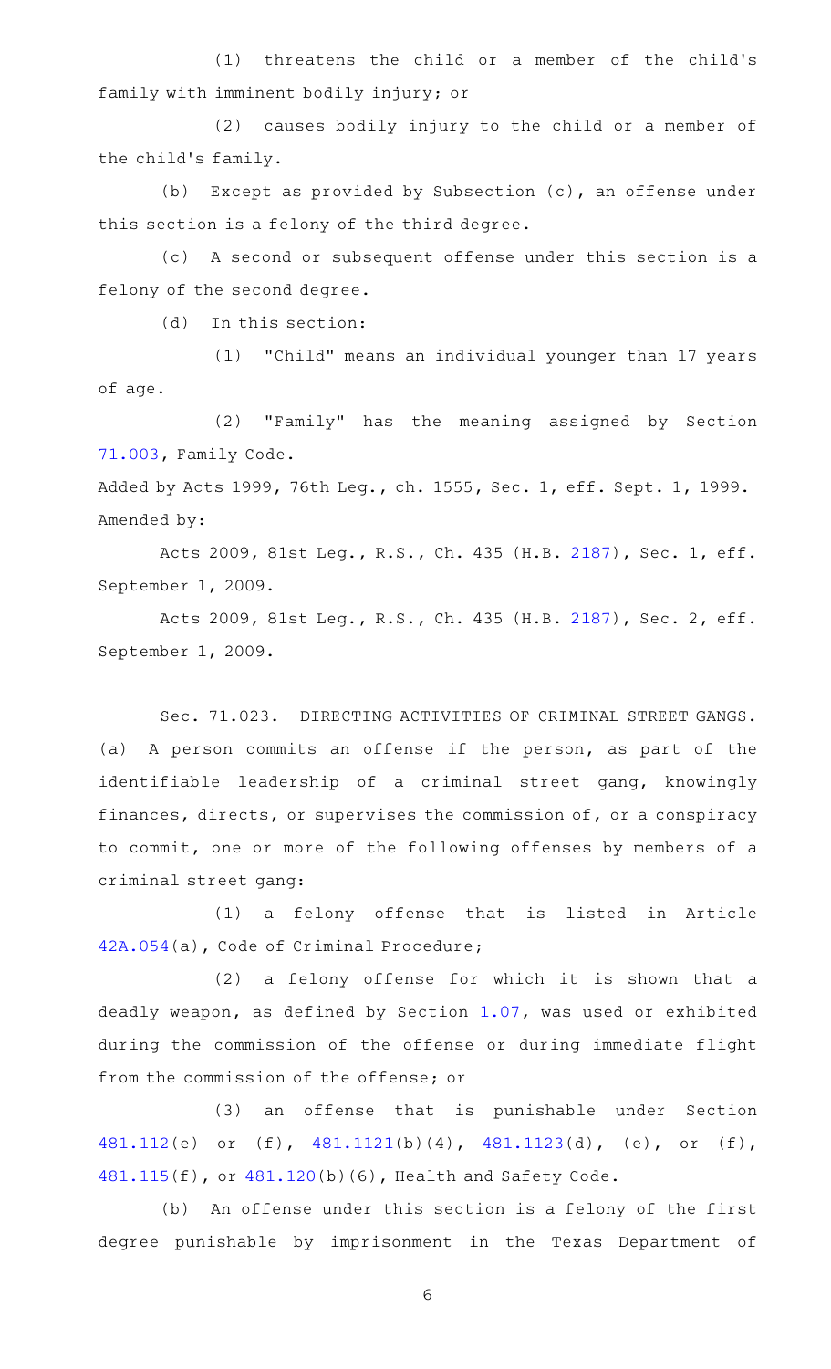(1) threatens the child or a member of the child's family with imminent bodily injury; or

(2) causes bodily injury to the child or a member of the child's family.

(b) Except as provided by Subsection (c), an offense under this section is a felony of the third degree.

(c) A second or subsequent offense under this section is a felony of the second degree.

(d) In this section:

(1) "Child" means an individual younger than 17 years of age.

(2) "Family" has the meaning assigned by Section 71.003, Family Code.

Added by Acts 1999, 76th Leg., ch. 1555, Sec. 1, eff. Sept. 1, 1999.
Amended by:

Acts 2009, 81st Leg., R.S., Ch. 435 (H.B. 2187), Sec. 1, eff. September 1, 2009.

Acts 2009, 81st Leg., R.S., Ch. 435 (H.B. 2187), Sec. 2, eff. September 1, 2009.

Sec. 71.023. DIRECTING ACTIVITIES OF CRIMINAL STREET GANGS. (a) A person commits an offense if the person, as part of the identifiable leadership of a criminal street gang, knowingly finances, directs, or supervises the commission of, or a conspiracy to commit, one or more of the following offenses by members of a criminal street gang:

(1) a felony offense that is listed in Article 42A.054(a), Code of Criminal Procedure;

(2) a felony offense for which it is shown that a deadly weapon, as defined by Section 1.07, was used or exhibited during the commission of the offense or during immediate flight from the commission of the offense; or

(3) an offense that is punishable under Section 481.112(e) or (f), 481.1121(b)(4), 481.1123(d), (e), or (f), 481.115(f), or 481.120(b)(6), Health and Safety Code.

(b) An offense under this section is a felony of the first degree punishable by imprisonment in the Texas Department of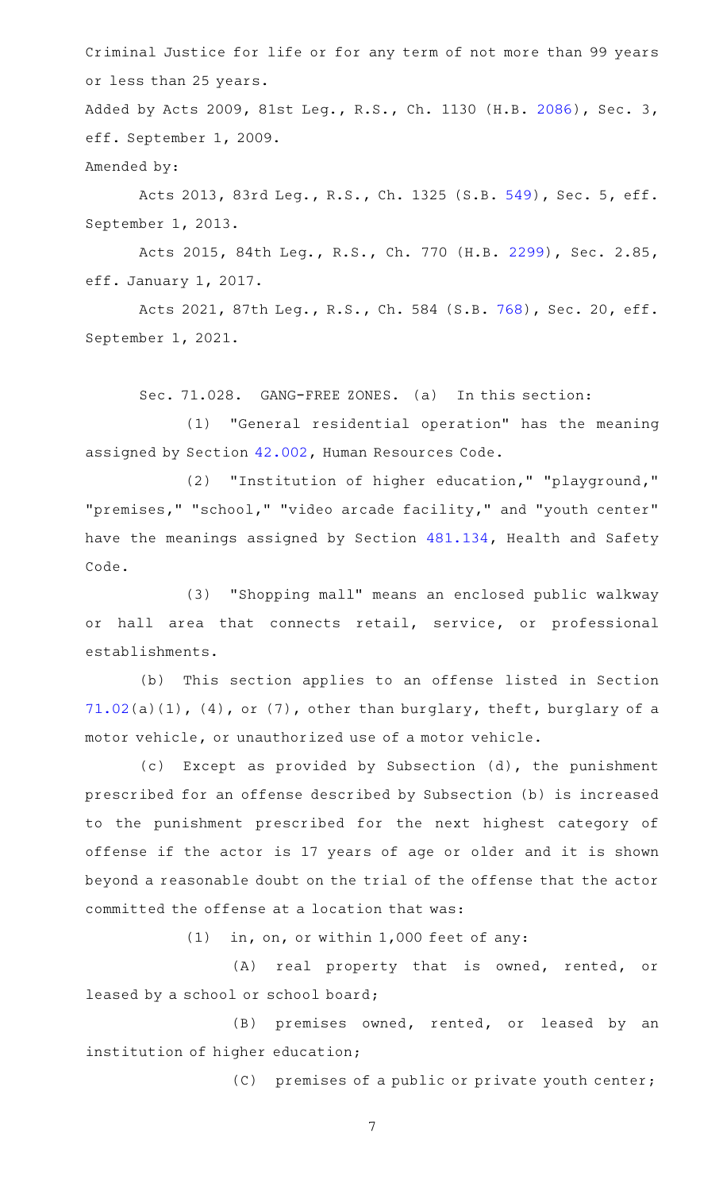Criminal Justice for life or for any term of not more than 99 years or less than 25 years.

Added by Acts 2009, 81st Leg., R.S., Ch. 1130 (H.B. 2086), Sec. 3, eff. September 1, 2009.

Amended by:

Acts 2013, 83rd Leg., R.S., Ch. 1325 (S.B. 549), Sec. 5, eff. September 1, 2013.

Acts 2015, 84th Leg., R.S., Ch. 770 (H.B. 2299), Sec. 2.85, eff. January 1, 2017.

Acts 2021, 87th Leg., R.S., Ch. 584 (S.B. 768), Sec. 20, eff. September 1, 2021.

Sec. 71.028. GANG-FREE ZONES. (a) In this section:

(1) "General residential operation" has the meaning assigned by Section 42.002, Human Resources Code.

(2) "Institution of higher education," "playground," "premises," "school," "video arcade facility," and "youth center" have the meanings assigned by Section 481.134, Health and Safety Code.

(3) "Shopping mall" means an enclosed public walkway or hall area that connects retail, service, or professional establishments.

(b) This section applies to an offense listed in Section 71.02(a)(1), (4), or (7), other than burglary, theft, burglary of a motor vehicle, or unauthorized use of a motor vehicle.

(c) Except as provided by Subsection (d), the punishment prescribed for an offense described by Subsection (b) is increased to the punishment prescribed for the next highest category of offense if the actor is 17 years of age or older and it is shown beyond a reasonable doubt on the trial of the offense that the actor committed the offense at a location that was:

(1) in, on, or within 1,000 feet of any:

(A) real property that is owned, rented, or leased by a school or school board;

(B) premises owned, rented, or leased by an institution of higher education;

(C) premises of a public or private youth center;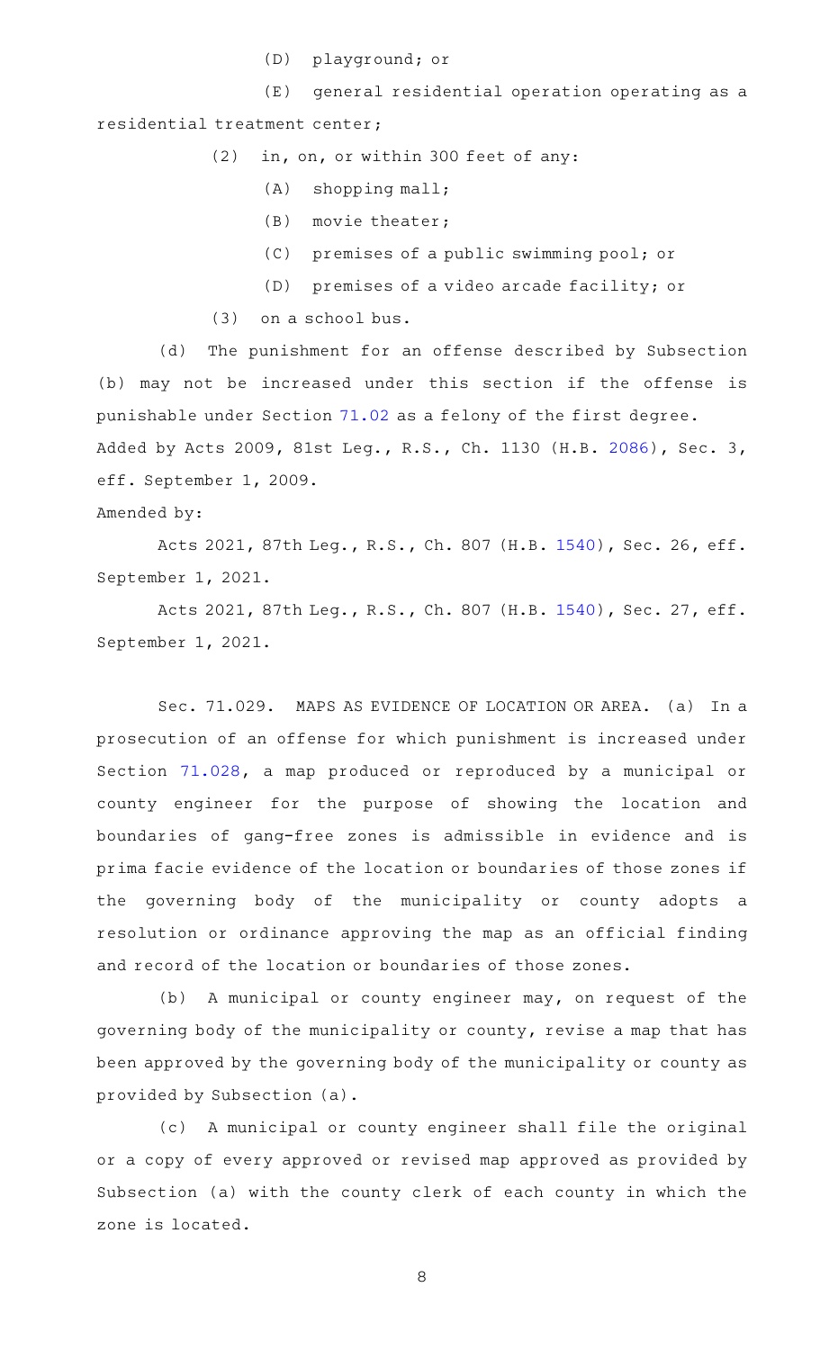(D) playground; or

(E) general residential operation operating as a residential treatment center;

(2) in, on, or within 300 feet of any:

(A) shopping mall;

(B) movie theater;

(C) premises of a public swimming pool; or

(D) premises of a video arcade facility; or

(3) on a school bus.

(d) The punishment for an offense described by Subsection (b) may not be increased under this section if the offense is punishable under Section 71.02 as a felony of the first degree.

Added by Acts 2009, 81st Leg., R.S., Ch. 1130 (H.B. 2086), Sec. 3, eff. September 1, 2009.

Amended by:

Acts 2021, 87th Leg., R.S., Ch. 807 (H.B. 1540), Sec. 26, eff. September 1, 2021.

Acts 2021, 87th Leg., R.S., Ch. 807 (H.B. 1540), Sec. 27, eff. September 1, 2021.

Sec. 71.029. MAPS AS EVIDENCE OF LOCATION OR AREA. (a) In a prosecution of an offense for which punishment is increased under Section 71.028, a map produced or reproduced by a municipal or county engineer for the purpose of showing the location and boundaries of gang-free zones is admissible in evidence and is prima facie evidence of the location or boundaries of those zones if the governing body of the municipality or county adopts a resolution or ordinance approving the map as an official finding and record of the location or boundaries of those zones.

(b) A municipal or county engineer may, on request of the governing body of the municipality or county, revise a map that has been approved by the governing body of the municipality or county as provided by Subsection (a).

(c) A municipal or county engineer shall file the original or a copy of every approved or revised map approved as provided by Subsection (a) with the county clerk of each county in which the zone is located.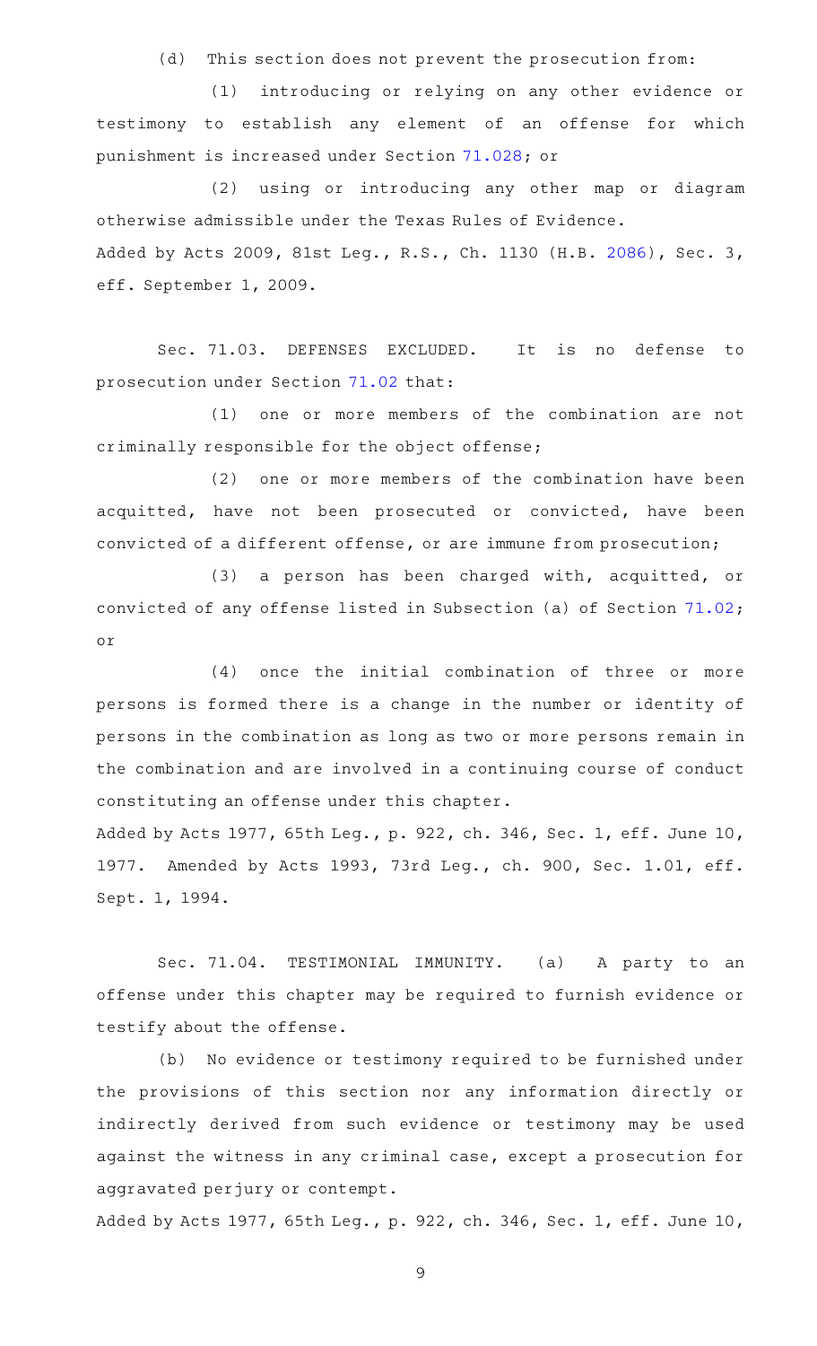(d) This section does not prevent the prosecution from:

(1) introducing or relying on any other evidence or testimony to establish any element of an offense for which punishment is increased under Section 71.028; or

(2) using or introducing any other map or diagram otherwise admissible under the Texas Rules of Evidence.

Added by Acts 2009, 81st Leg., R.S., Ch. 1130 (H.B. 2086), Sec. 3, eff. September 1, 2009.

Sec. 71.03. DEFENSES EXCLUDED. It is no defense to prosecution under Section 71.02 that:

(1) one or more members of the combination are not criminally responsible for the object offense;

(2) one or more members of the combination have been acquitted, have not been prosecuted or convicted, have been convicted of a different offense, or are immune from prosecution;

(3) a person has been charged with, acquitted, or convicted of any offense listed in Subsection (a) of Section 71.02; or

(4) once the initial combination of three or more persons is formed there is a change in the number or identity of persons in the combination as long as two or more persons remain in the combination and are involved in a continuing course of conduct constituting an offense under this chapter.

Added by Acts 1977, 65th Leg., p. 922, ch. 346, Sec. 1, eff. June 10, 1977. Amended by Acts 1993, 73rd Leg., ch. 900, Sec. 1.01, eff. Sept. 1, 1994.

Sec. 71.04. TESTIMONIAL IMMUNITY. (a) A party to an offense under this chapter may be required to furnish evidence or testify about the offense.

(b) No evidence or testimony required to be furnished under the provisions of this section nor any information directly or indirectly derived from such evidence or testimony may be used against the witness in any criminal case, except a prosecution for aggravated perjury or contempt.

Added by Acts 1977, 65th Leg., p. 922, ch. 346, Sec. 1, eff. June 10,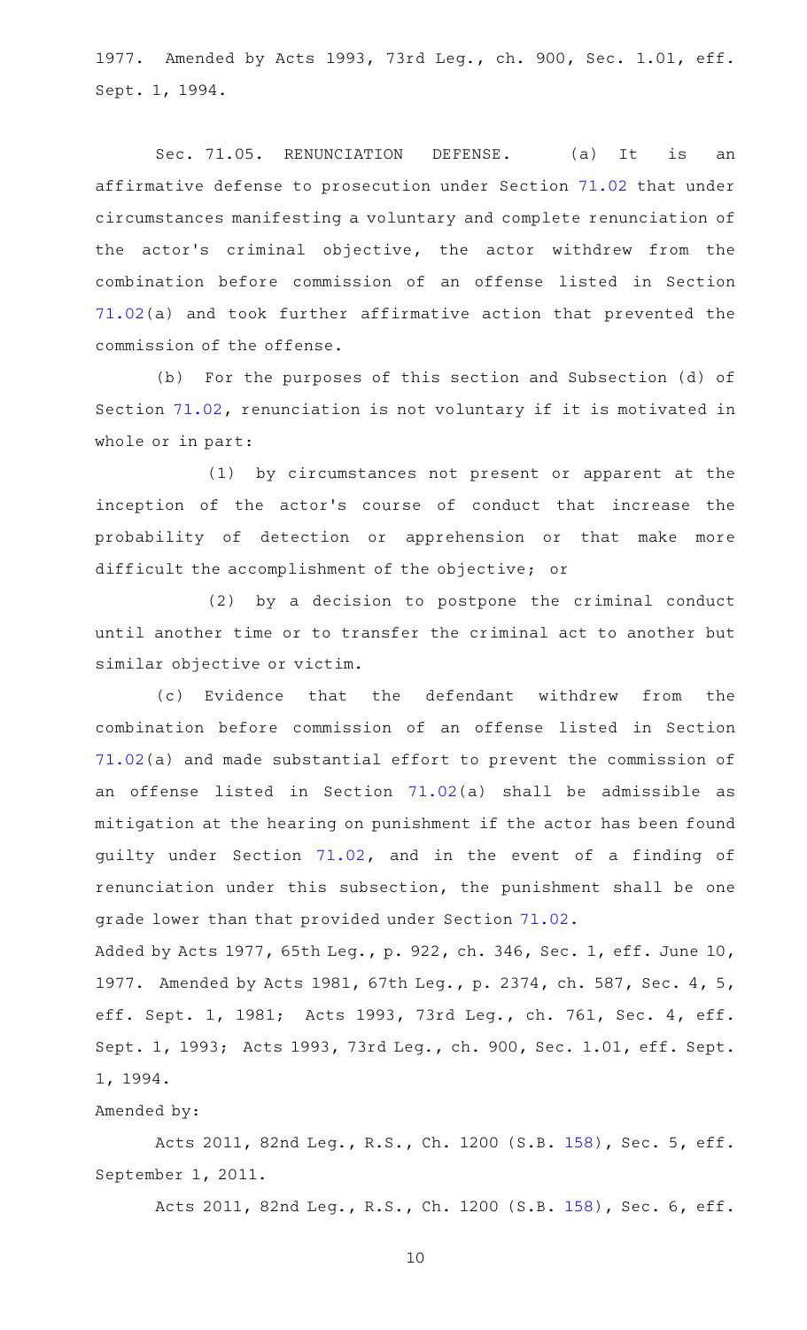1977. Amended by Acts 1993, 73rd Leg., ch. 900, Sec. 1.01, eff. Sept. 1, 1994.

Sec. 71.05. RENUNCIATION DEFENSE. (a) It is an affirmative defense to prosecution under Section 71.02 that under circumstances manifesting a voluntary and complete renunciation of the actor's criminal objective, the actor withdrew from the combination before commission of an offense listed in Section 71.02(a) and took further affirmative action that prevented the commission of the offense.

(b) For the purposes of this section and Subsection (d) of Section 71.02, renunciation is not voluntary if it is motivated in whole or in part:

(1) by circumstances not present or apparent at the inception of the actor's course of conduct that increase the probability of detection or apprehension or that make more difficult the accomplishment of the objective; or

(2) by a decision to postpone the criminal conduct until another time or to transfer the criminal act to another but similar objective or victim.

(c) Evidence that the defendant withdrew from the combination before commission of an offense listed in Section 71.02(a) and made substantial effort to prevent the commission of an offense listed in Section 71.02(a) shall be admissible as mitigation at the hearing on punishment if the actor has been found guilty under Section 71.02, and in the event of a finding of renunciation under this subsection, the punishment shall be one grade lower than that provided under Section 71.02.

Added by Acts 1977, 65th Leg., p. 922, ch. 346, Sec. 1, eff. June 10, 1977. Amended by Acts 1981, 67th Leg., p. 2374, ch. 587, Sec. 4, 5, eff. Sept. 1, 1981; Acts 1993, 73rd Leg., ch. 761, Sec. 4, eff. Sept. 1, 1993; Acts 1993, 73rd Leg., ch. 900, Sec. 1.01, eff. Sept. 1, 1994.

Amended by:

Acts 2011, 82nd Leg., R.S., Ch. 1200 (S.B. 158), Sec. 5, eff. September 1, 2011.

Acts 2011, 82nd Leg., R.S., Ch. 1200 (S.B. 158), Sec. 6, eff.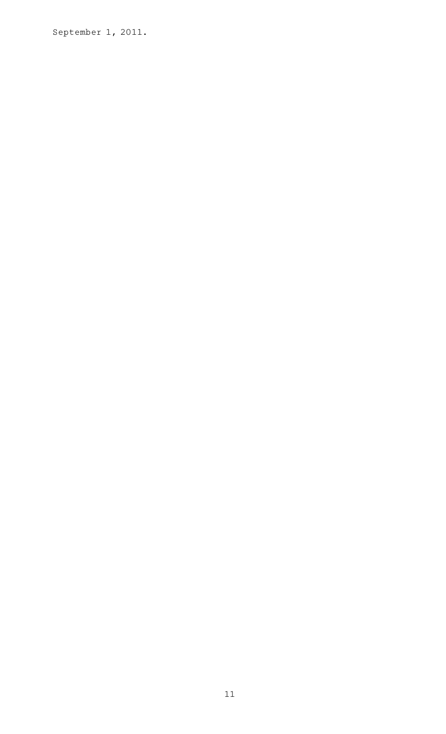September 1, 2011.